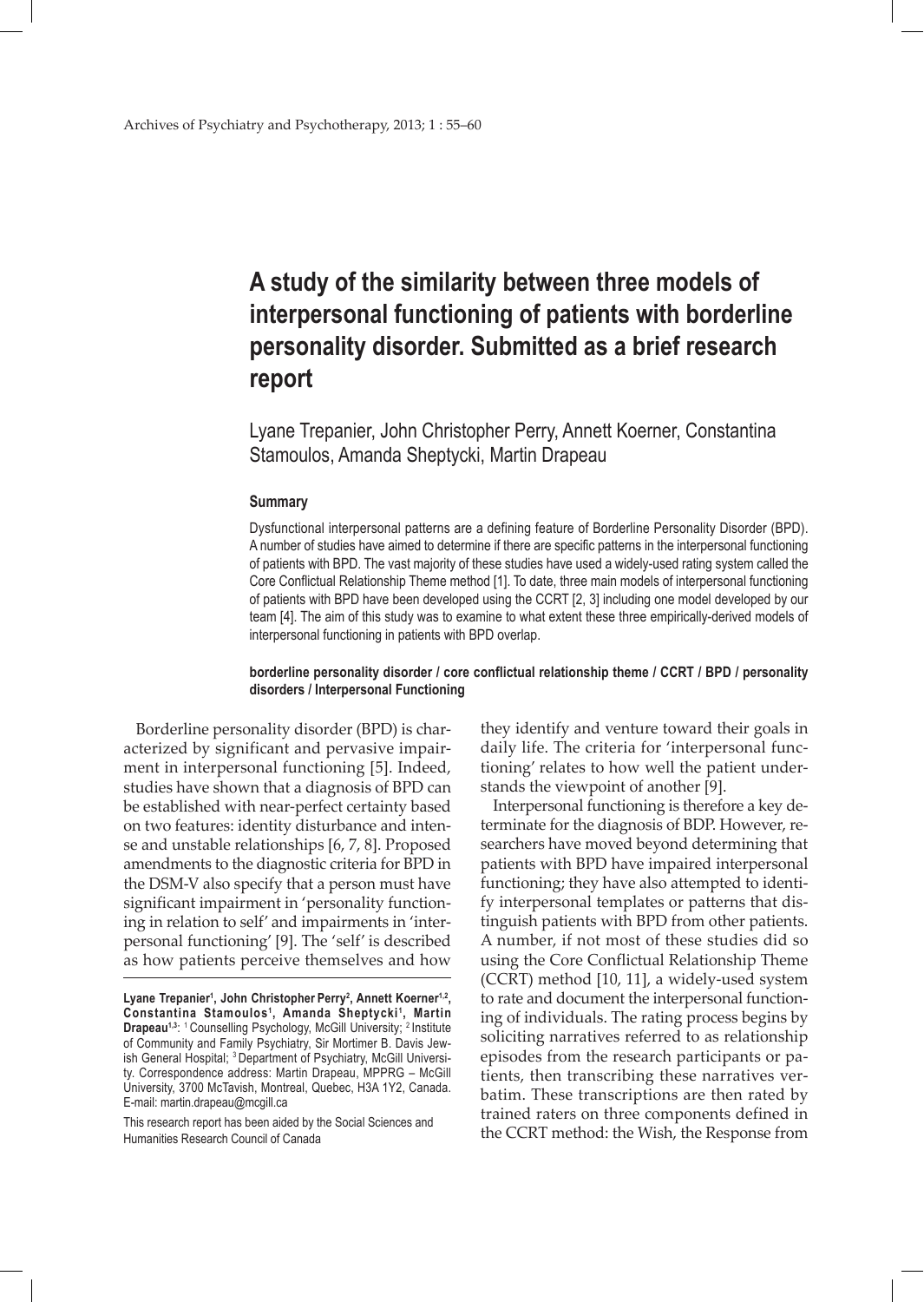# A study of the similarity between three models of interpersonal functioning of patients with borderline personality disorder. Submitted as a brief research report

Lyane Trepanier, John Christopher Perry, Annett Koerner, Constantina Stamoulos, Amanda Sheptycki, Martin Drapeau

## Summary

Dysfunctional interpersonal patterns are a defining feature of Borderline Personality Disorder (BPD). A number of studies have aimed to determine if there are specific patterns in the interpersonal functioning of patients with BPD. The vast majority of these studies have used a widely-used rating system called the Core Conflictual Relationship Theme method [1]. To date, three main models of interpersonal functioning of patients with BPD have been developed using the CCRT [2, 3] including one model developed by our team [4]. The aim of this study was to examine to what extent these three empirically-derived models of interpersonal functioning in patients with BPD overlap.

**borderline personality disorder / core conflictual relationship theme / CCRT / BPD / personality disorders / Interpersonal Functioning**

Borderline personality disorder (BPD) is characterized by significant and pervasive impairment in interpersonal functioning [5]. Indeed, studies have shown that a diagnosis of BPD can be established with near-perfect certainty based on two features: identity disturbance and intense and unstable relationships [6, 7, 8]. Proposed amendments to the diagnostic criteria for BPD in the DSM-V also specify that a person must have significant impairment in 'personality functioning in relation to self' and impairments in 'interpersonal functioning' [9]. The 'self' is described as how patients perceive themselves and how they identify and venture toward their goals in daily life. The criteria for 'interpersonal functioning' relates to how well the patient understands the viewpoint of another [9].

Interpersonal functioning is therefore a key determinate for the diagnosis of BDP. However, researchers have moved beyond determining that patients with BPD have impaired interpersonal functioning; they have also attempted to identify interpersonal templates or patterns that distinguish patients with BPD from other patients. A number, if not most of these studies did so using the Core Conflictual Relationship Theme (CCRT) method [10, 11], a widely-used system to rate and document the interpersonal functioning of individuals. The rating process begins by soliciting narratives referred to as relationship episodes from the research participants or patients, then transcribing these narratives verbatim. These transcriptions are then rated by trained raters on three components defined in the CCRT method: the Wish, the Response from

---

**Lyane Trepanier**[1], **John Christopher Perry**[2], **Annett Koerner**[1,2], **Constantina Stamoulos**[1], **Amanda Sheptycki**[1], **Martin Drapeau**[1,3]: [1] Counselling Psychology, McGill University; [2] Institute of Community and Family Psychiatry, Sir Mortimer B. Davis Jewish General Hospital; [3] Department of Psychiatry, McGill University. Correspondence address: Martin Drapeau, MPPRG – McGill University, 3700 McTavish, Montreal, Quebec, H3A 1Y2, Canada. E-mail: martin.drapeau@mcgill.ca

This research report has been aided by the Social Sciences and Humanities Research Council of Canada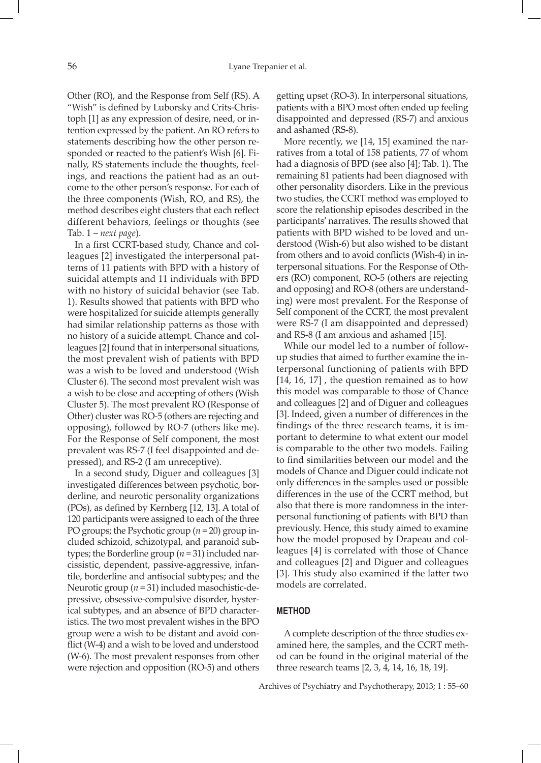Other (RO), and the Response from Self (RS). A "Wish" is defined by Luborsky and Crits-Christoph [1] as any expression of desire, need, or intention expressed by the patient. An RO refers to statements describing how the other person responded or reacted to the patient's Wish [6]. Finally, RS statements include the thoughts, feelings, and reactions the patient had as an outcome to the other person's response. For each of the three components (Wish, RO, and RS), the method describes eight clusters that each reflect different behaviors, feelings or thoughts (see Tab. 1 – *next page*).

In a first CCRT-based study, Chance and colleagues [2] investigated the interpersonal patterns of 11 patients with BPD with a history of suicidal attempts and 11 individuals with BPD with no history of suicidal behavior (see Tab. 1). Results showed that patients with BPD who were hospitalized for suicide attempts generally had similar relationship patterns as those with no history of a suicide attempt. Chance and colleagues [2] found that in interpersonal situations, the most prevalent wish of patients with BPD was a wish to be loved and understood (Wish Cluster 6). The second most prevalent wish was a wish to be close and accepting of others (Wish Cluster 5). The most prevalent RO (Response of Other) cluster was RO-5 (others are rejecting and opposing), followed by RO-7 (others like me). For the Response of Self component, the most prevalent was RS-7 (I feel disappointed and depressed), and RS-2 (I am unreceptive).

In a second study, Diguer and colleagues [3] investigated differences between psychotic, borderline, and neurotic personality organizations (POs), as defined by Kernberg [12, 13]. A total of 120 participants were assigned to each of the three PO groups; the Psychotic group (*n* = 20) group included schizoid, schizotypal, and paranoid subtypes; the Borderline group (*n* = 31) included narcissistic, dependent, passive-aggressive, infantile, borderline and antisocial subtypes; and the Neurotic group (*n* = 31) included masochistic-depressive, obsessive-compulsive disorder, hysterical subtypes, and an absence of BPD characteristics. The two most prevalent wishes in the BPO group were a wish to be distant and avoid conflict (W-4) and a wish to be loved and understood (W-6). The most prevalent responses from other were rejection and opposition (RO-5) and others getting upset (RO-3). In interpersonal situations, patients with a BPO most often ended up feeling disappointed and depressed (RS-7) and anxious and ashamed (RS-8).

More recently, we [14, 15] examined the narratives from a total of 158 patients, 77 of whom had a diagnosis of BPD (see also [4]; Tab. 1). The remaining 81 patients had been diagnosed with other personality disorders. Like in the previous two studies, the CCRT method was employed to score the relationship episodes described in the participants' narratives. The results showed that patients with BPD wished to be loved and understood (Wish-6) but also wished to be distant from others and to avoid conflicts (Wish-4) in interpersonal situations. For the Response of Others (RO) component, RO-5 (others are rejecting and opposing) and RO-8 (others are understanding) were most prevalent. For the Response of Self component of the CCRT, the most prevalent were RS-7 (I am disappointed and depressed) and RS-8 (I am anxious and ashamed [15].

While our model led to a number of follow-up studies that aimed to further examine the interpersonal functioning of patients with BPD [14, 16, 17] , the question remained as to how this model was comparable to those of Chance and colleagues [2] and of Diguer and colleagues [3]. Indeed, given a number of differences in the findings of the three research teams, it is important to determine to what extent our model is comparable to the other two models. Failing to find similarities between our model and the models of Chance and Diguer could indicate not only differences in the samples used or possible differences in the use of the CCRT method, but also that there is more randomness in the interpersonal functioning of patients with BPD than previously. Hence, this study aimed to examine how the model proposed by Drapeau and colleagues [4] is correlated with those of Chance and colleagues [2] and Diguer and colleagues [3]. This study also examined if the latter two models are correlated.

## METHOD

A complete description of the three studies examined here, the samples, and the CCRT method can be found in the original material of the three research teams [2, 3, 4, 14, 16, 18, 19].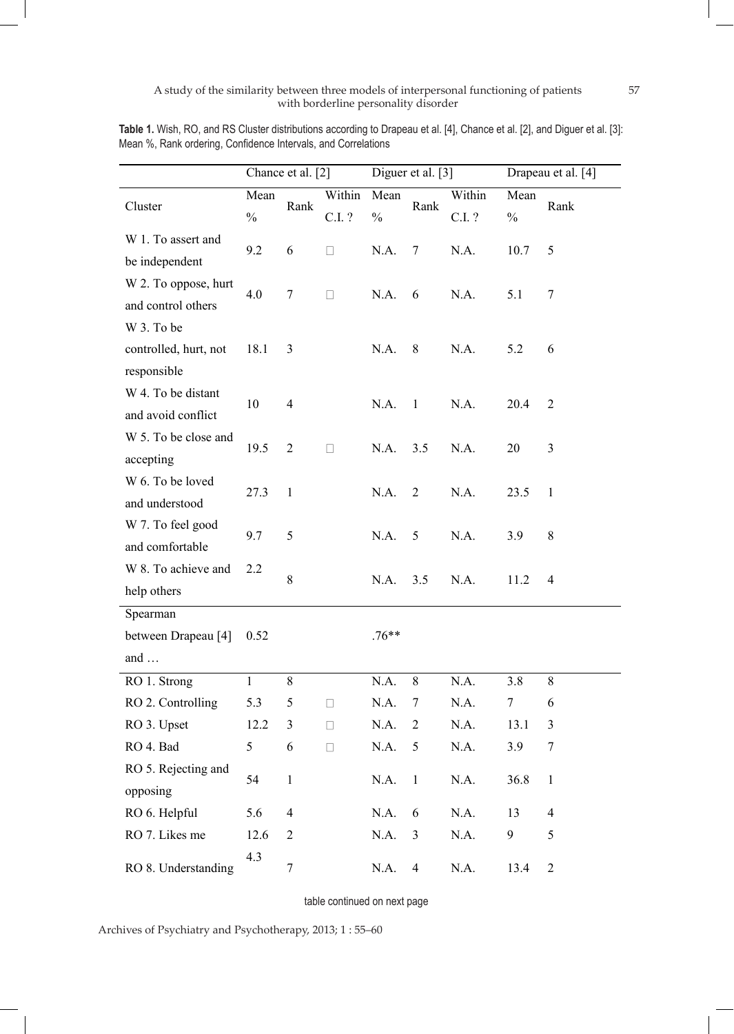**Table 1.** Wish, RO, and RS Cluster distributions according to Drapeau et al. [4], Chance et al. [2], and Diguer et al. [3]: Mean %, Rank ordering, Confidence Intervals, and Correlations

| | Chance et al. [2] | | | Diguer et al. [3] | | | Drapeau et al. [4] | |
|---|---|---|---|---|---|---|---|---|
| Cluster | Mean % | Rank | Within C.I. ? | Mean % | Rank | Within C.I. ? | Mean % | Rank |
| W 1. To assert and be independent | 9.2 | 6 | □ | N.A. | 7 | N.A. | 10.7 | 5 |
| W 2. To oppose, hurt and control others | 4.0 | 7 | □ | N.A. | 6 | N.A. | 5.1 | 7 |
| W 3. To be controlled, hurt, not responsible | 18.1 | 3 | | N.A. | 8 | N.A. | 5.2 | 6 |
| W 4. To be distant and avoid conflict | 10 | 4 | | N.A. | 1 | N.A. | 20.4 | 2 |
| W 5. To be close and accepting | 19.5 | 2 | □ | N.A. | 3.5 | N.A. | 20 | 3 |
| W 6. To be loved and understood | 27.3 | 1 | | N.A. | 2 | N.A. | 23.5 | 1 |
| W 7. To feel good and comfortable | 9.7 | 5 | | N.A. | 5 | N.A. | 3.9 | 8 |
| W 8. To achieve and help others | 2.2 | 8 | | N.A. | 3.5 | N.A. | 11.2 | 4 |
| Spearman between Drapeau [4] and … | 0.52 | | | .76** | | | | |
| RO 1. Strong | 1 | 8 | | N.A. | 8 | N.A. | 3.8 | 8 |
| RO 2. Controlling | 5.3 | 5 | □ | N.A. | 7 | N.A. | 7 | 6 |
| RO 3. Upset | 12.2 | 3 | □ | N.A. | 2 | N.A. | 13.1 | 3 |
| RO 4. Bad | 5 | 6 | □ | N.A. | 5 | N.A. | 3.9 | 7 |
| RO 5. Rejecting and opposing | 54 | 1 | | N.A. | 1 | N.A. | 36.8 | 1 |
| RO 6. Helpful | 5.6 | 4 | | N.A. | 6 | N.A. | 13 | 4 |
| RO 7. Likes me | 12.6 | 2 | | N.A. | 3 | N.A. | 9 | 5 |
| RO 8. Understanding | 4.3 | 7 | | N.A. | 4 | N.A. | 13.4 | 2 |

table continued on next page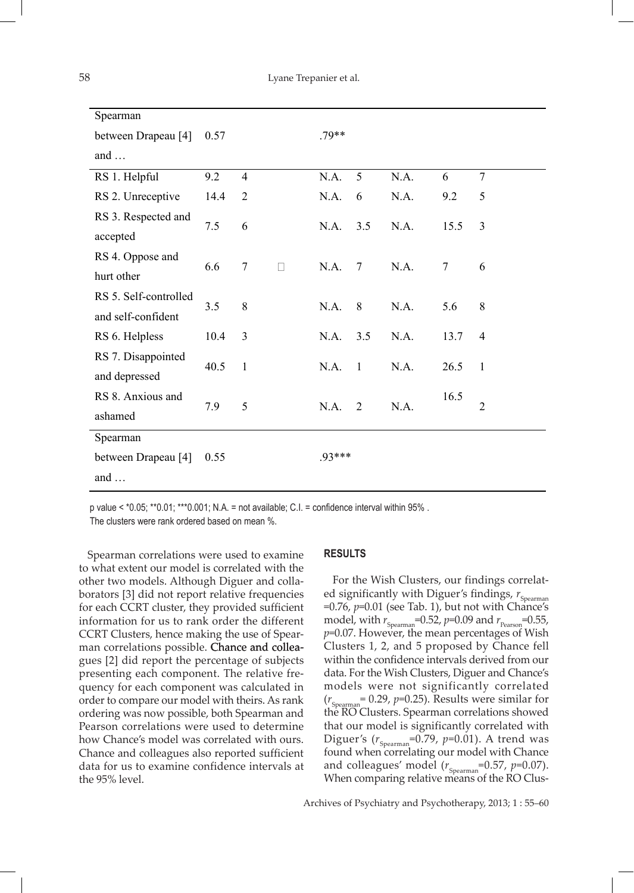| | | | | | | | | |
|---|---|---|---|---|---|---|---|---|
| Spearman between Drapeau [4] and … | 0.57 | | | .79** | | | | |
| RS 1. Helpful | 9.2 | 4 | | N.A. | 5 | N.A. | 6 | 7 |
| RS 2. Unreceptive | 14.4 | 2 | | N.A. | 6 | N.A. | 9.2 | 5 |
| RS 3. Respected and accepted | 7.5 | 6 | | N.A. | 3.5 | N.A. | 15.5 | 3 |
| RS 4. Oppose and hurt other | 6.6 | 7 | | N.A. | 7 | N.A. | 7 | 6 |
| RS 5. Self-controlled and self-confident | 3.5 | 8 | | N.A. | 8 | N.A. | 5.6 | 8 |
| RS 6. Helpless | 10.4 | 3 | | N.A. | 3.5 | N.A. | 13.7 | 4 |
| RS 7. Disappointed and depressed | 40.5 | 1 | | N.A. | 1 | N.A. | 26.5 | 1 |
| RS 8. Anxious and ashamed | 7.9 | 5 | | N.A. | 2 | N.A. | 16.5 | 2 |
| Spearman between Drapeau [4] and … | 0.55 | | | .93*** | | | | |

p value < *0.05; **0.01; ***0.001; N.A. = not available; C.I. = confidence interval within 95% .
The clusters were rank ordered based on mean %.

Spearman correlations were used to examine to what extent our model is correlated with the other two models. Although Diguer and collaborators [3] did not report relative frequencies for each CCRT cluster, they provided sufficient information for us to rank order the different CCRT Clusters, hence making the use of Spearman correlations possible. Chance and colleagues [2] did report the percentage of subjects presenting each component. The relative frequency for each component was calculated in order to compare our model with theirs. As rank ordering was now possible, both Spearman and Pearson correlations were used to determine how Chance's model was correlated with ours. Chance and colleagues also reported sufficient data for us to examine confidence intervals at the 95% level.

## RESULTS

For the Wish Clusters, our findings correlated significantly with Diguer's findings, $r_{Spearman}$ =0.76, $p$=0.01 (see Tab. 1), but not with Chance's model, with $r_{Spearman}$=0.52, $p$=0.09 and $r_{Pearson}$=0.55, $p$=0.07. However, the mean percentages of Wish Clusters 1, 2, and 5 proposed by Chance fell within the confidence intervals derived from our data. For the Wish Clusters, Diguer and Chance's models were not significantly correlated ($r_{Spearman}$= 0.29, $p$=0.25). Results were similar for the RO Clusters. Spearman correlations showed that our model is significantly correlated with Diguer's ($r_{Spearman}$=0.79, $p$=0.01). A trend was found when correlating our model with Chance and colleagues' model ($r_{Spearman}$=0.57, $p$=0.07). When comparing relative means of the RO Clus-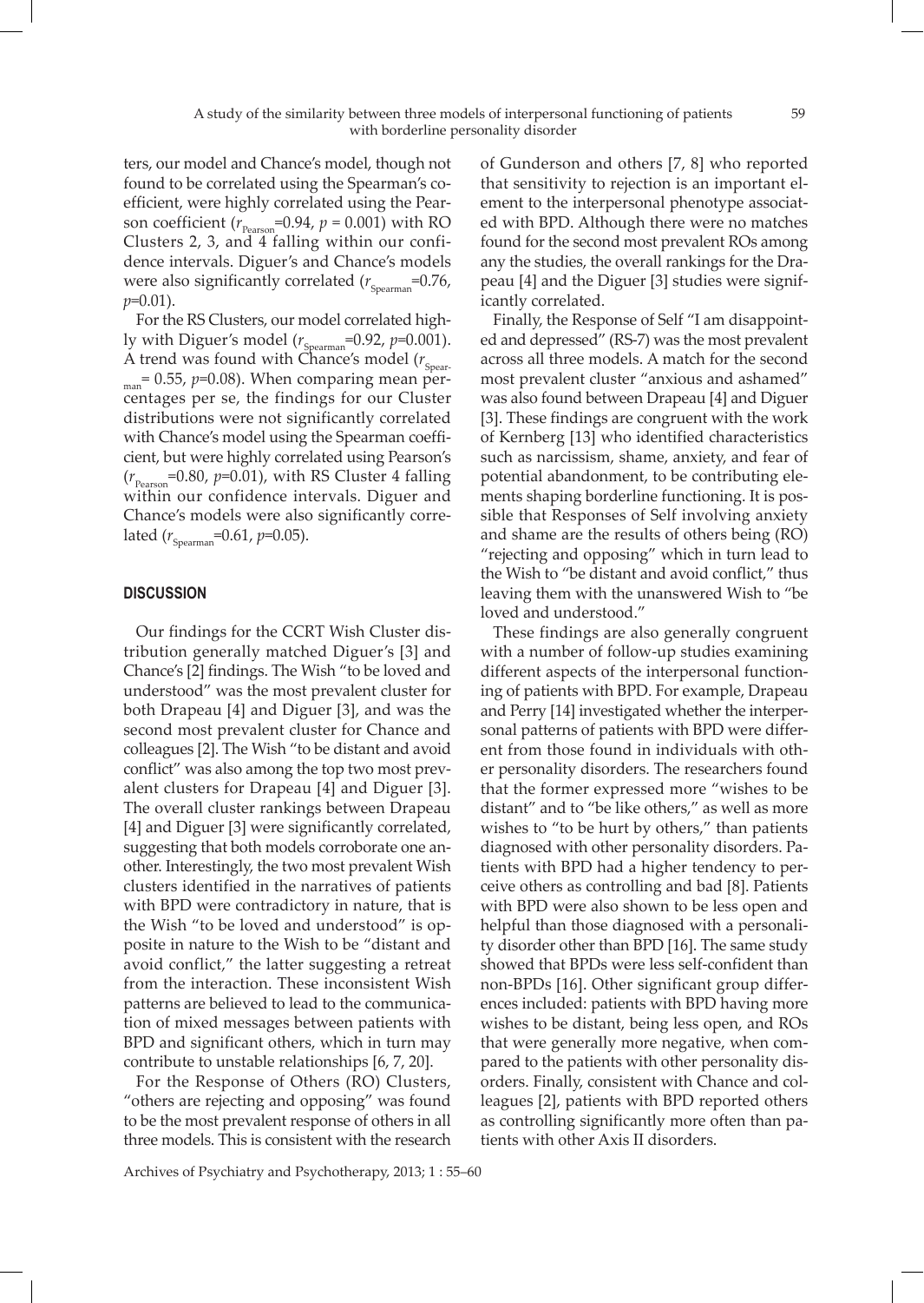ters, our model and Chance's model, though not found to be correlated using the Spearman's coefficient, were highly correlated using the Pearson coefficient ($r_{Pearson}$=0.94, $p$ = 0.001) with RO Clusters 2, 3, and 4 falling within our confidence intervals. Diguer's and Chance's models were also significantly correlated ($r_{Spearman}$=0.76, $p$=0.01).

For the RS Clusters, our model correlated highly with Diguer's model ($r_{Spearman}$=0.92, $p$=0.001). A trend was found with Chance's model ($r_{Spearman}$= 0.55, $p$=0.08). When comparing mean percentages per se, the findings for our Cluster distributions were not significantly correlated with Chance's model using the Spearman coefficient, but were highly correlated using Pearson's ($r_{Pearson}$=0.80, $p$=0.01), with RS Cluster 4 falling within our confidence intervals. Diguer and Chance's models were also significantly correlated ($r_{Spearman}$=0.61, $p$=0.05).

## DISCUSSION

Our findings for the CCRT Wish Cluster distribution generally matched Diguer's [3] and Chance's [2] findings. The Wish "to be loved and understood" was the most prevalent cluster for both Drapeau [4] and Diguer [3], and was the second most prevalent cluster for Chance and colleagues [2]. The Wish "to be distant and avoid conflict" was also among the top two most prevalent clusters for Drapeau [4] and Diguer [3]. The overall cluster rankings between Drapeau [4] and Diguer [3] were significantly correlated, suggesting that both models corroborate one another. Interestingly, the two most prevalent Wish clusters identified in the narratives of patients with BPD were contradictory in nature, that is the Wish "to be loved and understood" is opposite in nature to the Wish to be "distant and avoid conflict," the latter suggesting a retreat from the interaction. These inconsistent Wish patterns are believed to lead to the communication of mixed messages between patients with BPD and significant others, which in turn may contribute to unstable relationships [6, 7, 20].

For the Response of Others (RO) Clusters, "others are rejecting and opposing" was found to be the most prevalent response of others in all three models. This is consistent with the research of Gunderson and others [7, 8] who reported that sensitivity to rejection is an important element to the interpersonal phenotype associated with BPD. Although there were no matches found for the second most prevalent ROs among any the studies, the overall rankings for the Drapeau [4] and the Diguer [3] studies were significantly correlated.

Finally, the Response of Self "I am disappointed and depressed" (RS-7) was the most prevalent across all three models. A match for the second most prevalent cluster "anxious and ashamed" was also found between Drapeau [4] and Diguer [3]. These findings are congruent with the work of Kernberg [13] who identified characteristics such as narcissism, shame, anxiety, and fear of potential abandonment, to be contributing elements shaping borderline functioning. It is possible that Responses of Self involving anxiety and shame are the results of others being (RO) "rejecting and opposing" which in turn lead to the Wish to "be distant and avoid conflict," thus leaving them with the unanswered Wish to "be loved and understood."

These findings are also generally congruent with a number of follow-up studies examining different aspects of the interpersonal functioning of patients with BPD. For example, Drapeau and Perry [14] investigated whether the interpersonal patterns of patients with BPD were different from those found in individuals with other personality disorders. The researchers found that the former expressed more "wishes to be distant" and to "be like others," as well as more wishes to "to be hurt by others," than patients diagnosed with other personality disorders. Patients with BPD had a higher tendency to perceive others as controlling and bad [8]. Patients with BPD were also shown to be less open and helpful than those diagnosed with a personality disorder other than BPD [16]. The same study showed that BPDs were less self-confident than non-BPDs [16]. Other significant group differences included: patients with BPD having more wishes to be distant, being less open, and ROs that were generally more negative, when compared to the patients with other personality disorders. Finally, consistent with Chance and colleagues [2], patients with BPD reported others as controlling significantly more often than patients with other Axis II disorders.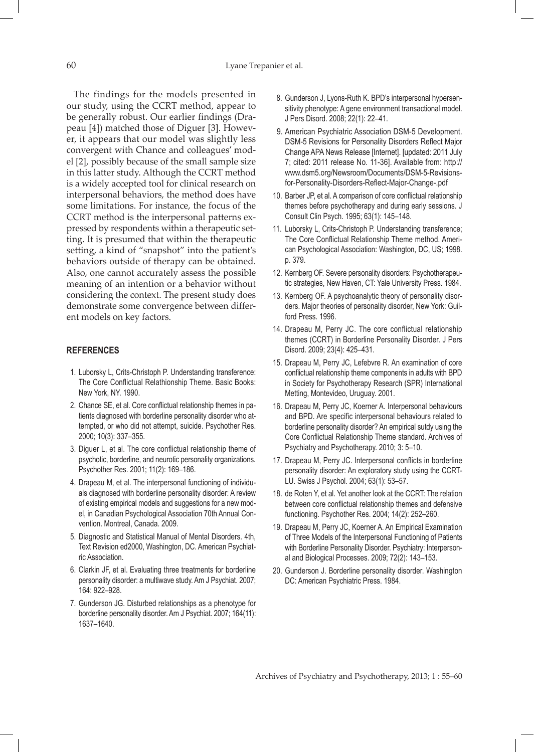The findings for the models presented in our study, using the CCRT method, appear to be generally robust. Our earlier findings (Drapeau [4]) matched those of Diguer [3]. However, it appears that our model was slightly less convergent with Chance and colleagues' model [2], possibly because of the small sample size in this latter study. Although the CCRT method is a widely accepted tool for clinical research on interpersonal behaviors, the method does have some limitations. For instance, the focus of the CCRT method is the interpersonal patterns expressed by respondents within a therapeutic setting. It is presumed that within the therapeutic setting, a kind of "snapshot" into the patient's behaviors outside of therapy can be obtained. Also, one cannot accurately assess the possible meaning of an intention or a behavior without considering the context. The present study does demonstrate some convergence between different models on key factors.

## REFERENCES

1. Luborsky L, Crits-Christoph P. Understanding transference: The Core Conflictual Relathionship Theme. Basic Books: New York, NY. 1990.
2. Chance SE, et al. Core conflictual relationship themes in patients diagnosed with borderline personality disorder who attempted, or who did not attempt, suicide. Psychother Res. 2000; 10(3): 337–355.
3. Diguer L, et al. The core conflictual relationship theme of psychotic, borderline, and neurotic personality organizations. Psychother Res. 2001; 11(2): 169–186.
4. Drapeau M, et al. The interpersonal functioning of individuals diagnosed with borderline personality disorder: A review of existing empirical models and suggestions for a new model, in Canadian Psychological Association 70th Annual Convention. Montreal, Canada. 2009.
5. Diagnostic and Statistical Manual of Mental Disorders. 4th, Text Revision ed2000, Washington, DC. American Psychiatric Association.
6. Clarkin JF, et al. Evaluating three treatments for borderline personality disorder: a multiwave study. Am J Psychiat. 2007; 164: 922–928.
7. Gunderson JG. Disturbed relationships as a phenotype for borderline personality disorder. Am J Psychiat. 2007; 164(11): 1637–1640.
8. Gunderson J, Lyons-Ruth K. BPD's interpersonal hypersensitivity phenotype: A gene environment transactional model. J Pers Disord. 2008; 22(1): 22–41.
9. American Psychiatric Association DSM-5 Development. DSM-5 Revisions for Personality Disorders Reflect Major Change APA News Release [Internet]. [updated: 2011 July 7; cited: 2011 release No. 11-36]. Available from: http://www.dsm5.org/Newsroom/Documents/DSM-5-Revisions-for-Personality-Disorders-Reflect-Major-Change-.pdf
10. Barber JP, et al. A comparison of core conflictual relationship themes before psychotherapy and during early sessions. J Consult Clin Psych. 1995; 63(1): 145–148.
11. Luborsky L, Crits-Christoph P. Understanding transference; The Core Conflictual Relationship Theme method. American Psychological Association: Washington, DC, US; 1998. p. 379.
12. Kernberg OF. Severe personality disorders: Psychotherapeutic strategies, New Haven, CT: Yale University Press. 1984.
13. Kernberg OF. A psychoanalytic theory of personality disorders. Major theories of personality disorder, New York: Guilford Press. 1996.
14. Drapeau M, Perry JC. The core conflictual relationship themes (CCRT) in Borderline Personality Disorder. J Pers Disord. 2009; 23(4): 425–431.
15. Drapeau M, Perry JC, Lefebvre R. An examination of core conflictual relationship theme components in adults with BPD in Society for Psychotherapy Research (SPR) International Metting, Montevideo, Uruguay. 2001.
16. Drapeau M, Perry JC, Koerner A. Interpersonal behaviours and BPD. Are specific interpersonal behaviours related to borderline personality disorder? An empirical sutdy using the Core Conflictual Relationship Theme standard. Archives of Psychiatry and Psychotherapy. 2010; 3: 5–10.
17. Drapeau M, Perry JC. Interpersonal conflicts in borderline personality disorder: An exploratory study using the CCRT-LU. Swiss J Psychol. 2004; 63(1): 53–57.
18. de Roten Y, et al. Yet another look at the CCRT: The relation between core conflictual relationship themes and defensive functioning. Psychother Res. 2004; 14(2): 252–260.
19. Drapeau M, Perry JC, Koerner A. An Empirical Examination of Three Models of the Interpersonal Functioning of Patients with Borderline Personality Disorder. Psychiatry: Interpersonal and Biological Processes. 2009; 72(2): 143–153.
20. Gunderson J. Borderline personality disorder. Washington DC: American Psychiatric Press. 1984.